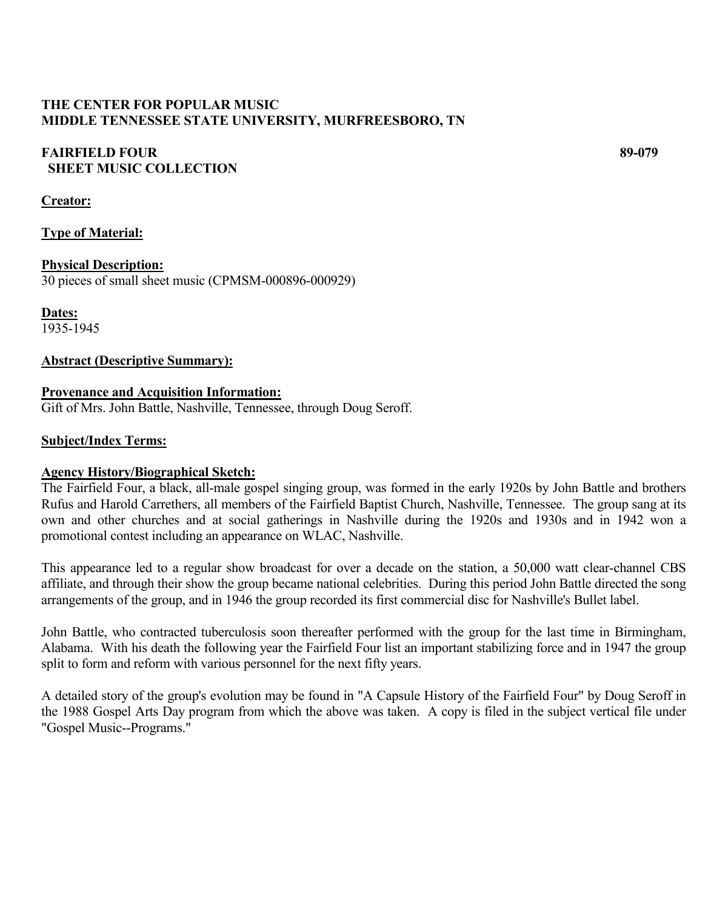**THE CENTER FOR POPULAR MUSIC**
**MIDDLE TENNESSEE STATE UNIVERSITY, MURFREESBORO, TN**

**FAIRFIELD FOUR** **89-079**
**SHEET MUSIC COLLECTION**

**Creator:**

**Type of Material:**

**Physical Description:**
30 pieces of small sheet music (CPMSM-000896-000929)

**Dates:**
1935-1945

**Abstract (Descriptive Summary):**

**Provenance and Acquisition Information:**
Gift of Mrs. John Battle, Nashville, Tennessee, through Doug Seroff.

**Subject/Index Terms:**

**Agency History/Biographical Sketch:**
The Fairfield Four, a black, all-male gospel singing group, was formed in the early 1920s by John Battle and brothers Rufus and Harold Carrethers, all members of the Fairfield Baptist Church, Nashville, Tennessee. The group sang at its own and other churches and at social gatherings in Nashville during the 1920s and 1930s and in 1942 won a promotional contest including an appearance on WLAC, Nashville.

This appearance led to a regular show broadcast for over a decade on the station, a 50,000 watt clear-channel CBS affiliate, and through their show the group became national celebrities. During this period John Battle directed the song arrangements of the group, and in 1946 the group recorded its first commercial disc for Nashville's Bullet label.

John Battle, who contracted tuberculosis soon thereafter performed with the group for the last time in Birmingham, Alabama. With his death the following year the Fairfield Four list an important stabilizing force and in 1947 the group split to form and reform with various personnel for the next fifty years.

A detailed story of the group's evolution may be found in "A Capsule History of the Fairfield Four" by Doug Seroff in the 1988 Gospel Arts Day program from which the above was taken. A copy is filed in the subject vertical file under "Gospel Music--Programs."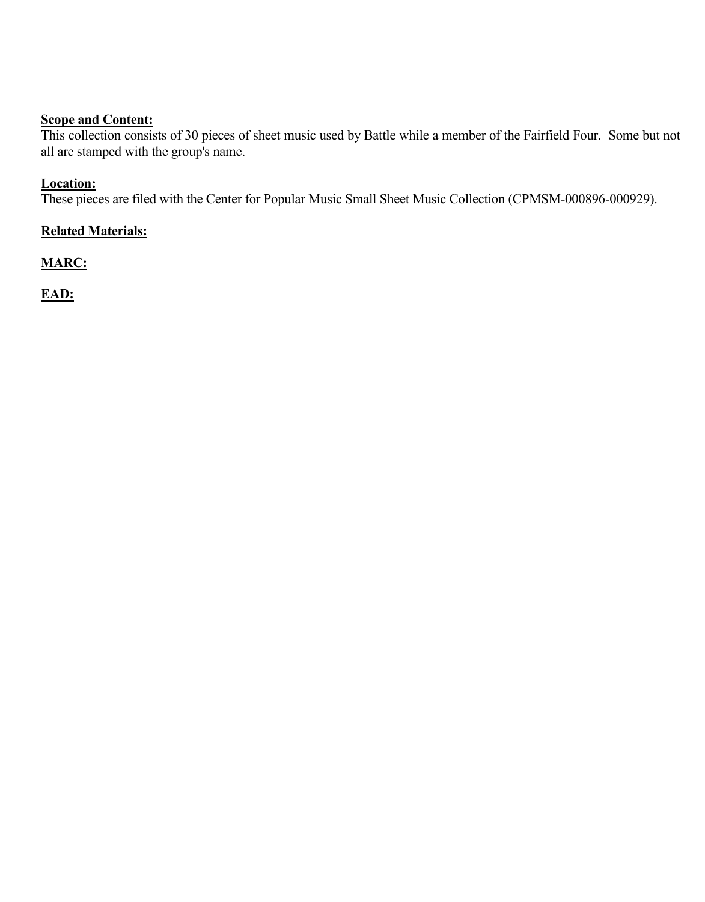**Scope and Content:**
This collection consists of 30 pieces of sheet music used by Battle while a member of the Fairfield Four. Some but not all are stamped with the group's name.

**Location:**
These pieces are filed with the Center for Popular Music Small Sheet Music Collection (CPMSM-000896-000929).

**Related Materials:**

**MARC:**

**EAD:**